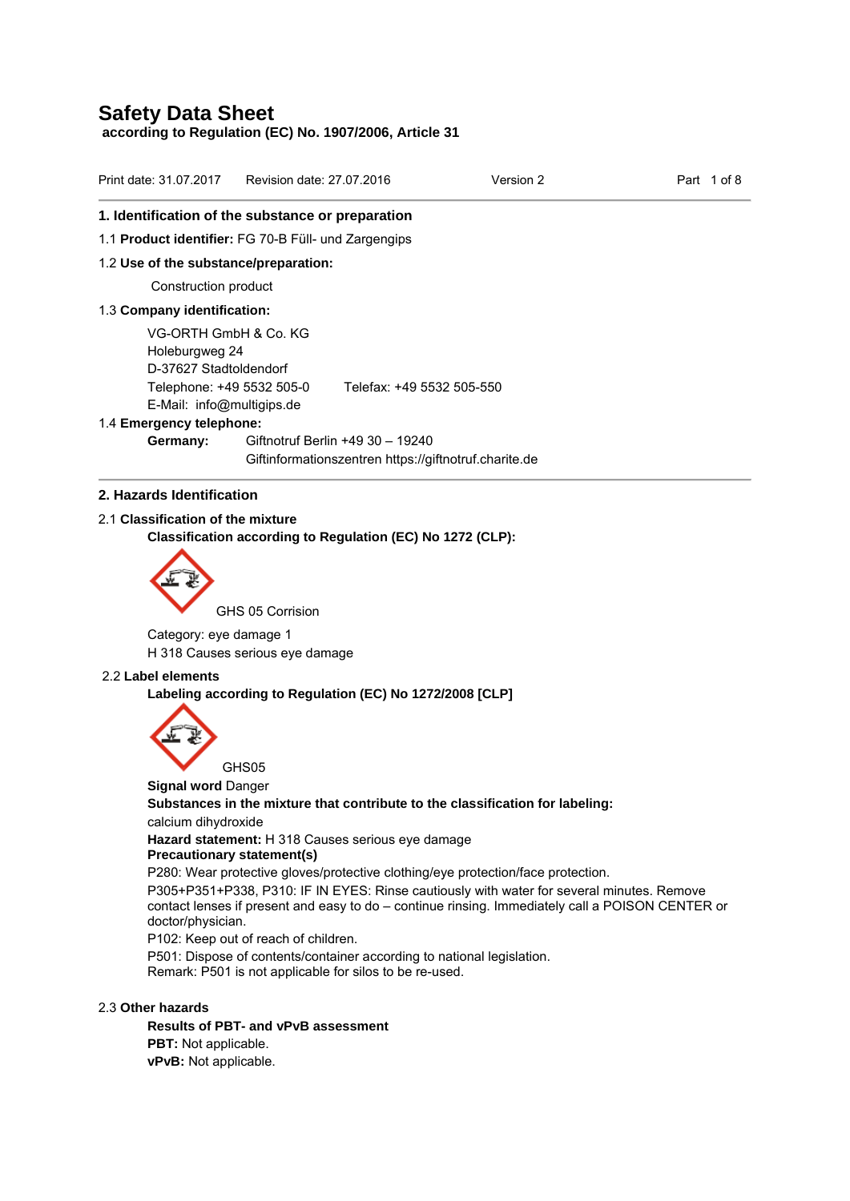# Safety Data Sheet

**according to Regulation (EC) No. 1907/2006, Article 31**

Print date: 31.07.2017 Revision date: 27.07.2016 Version 2

## 1. Identification of the substance or preparation

1.1 **Product identifier:** FG 70-B Füll- und Zargengips

1.2 **Use of the substance/preparation:**

Construction product

1.3 **Company identification:**

VG-ORTH GmbH & Co. KG
Holeburgweg 24
D-37627 Stadtoldendorf
Telephone: +49 5532 505-0 Telefax: +49 5532 505-550
E-Mail: info@multigips.de

1.4 **Emergency telephone:**

**Germany:** Giftnotruf Berlin +49 30 – 19240
Giftinformationszentren https://giftnotruf.charite.de

## 2. Hazards Identification

2.1 **Classification of the mixture**

**Classification according to Regulation (EC) No 1272 (CLP):**

GHS 05 Corrision

Category: eye damage 1

H 318 Causes serious eye damage

2.2 **Label elements**

**Labeling according to Regulation (EC) No 1272/2008 [CLP]**

GHS05

**Signal word** Danger

**Substances in the mixture that contribute to the classification for labeling:**

calcium dihydroxide

**Hazard statement:** H 318 Causes serious eye damage

**Precautionary statement(s)**

P280: Wear protective gloves/protective clothing/eye protection/face protection.

P305+P351+P338, P310: IF IN EYES: Rinse cautiously with water for several minutes. Remove contact lenses if present and easy to do – continue rinsing. Immediately call a POISON CENTER or doctor/physician.

P102: Keep out of reach of children.

P501: Dispose of contents/container according to national legislation.
Remark: P501 is not applicable for silos to be re-used.

2.3 **Other hazards**

**Results of PBT- and vPvB assessment**

**PBT:** Not applicable.

**vPvB:** Not applicable.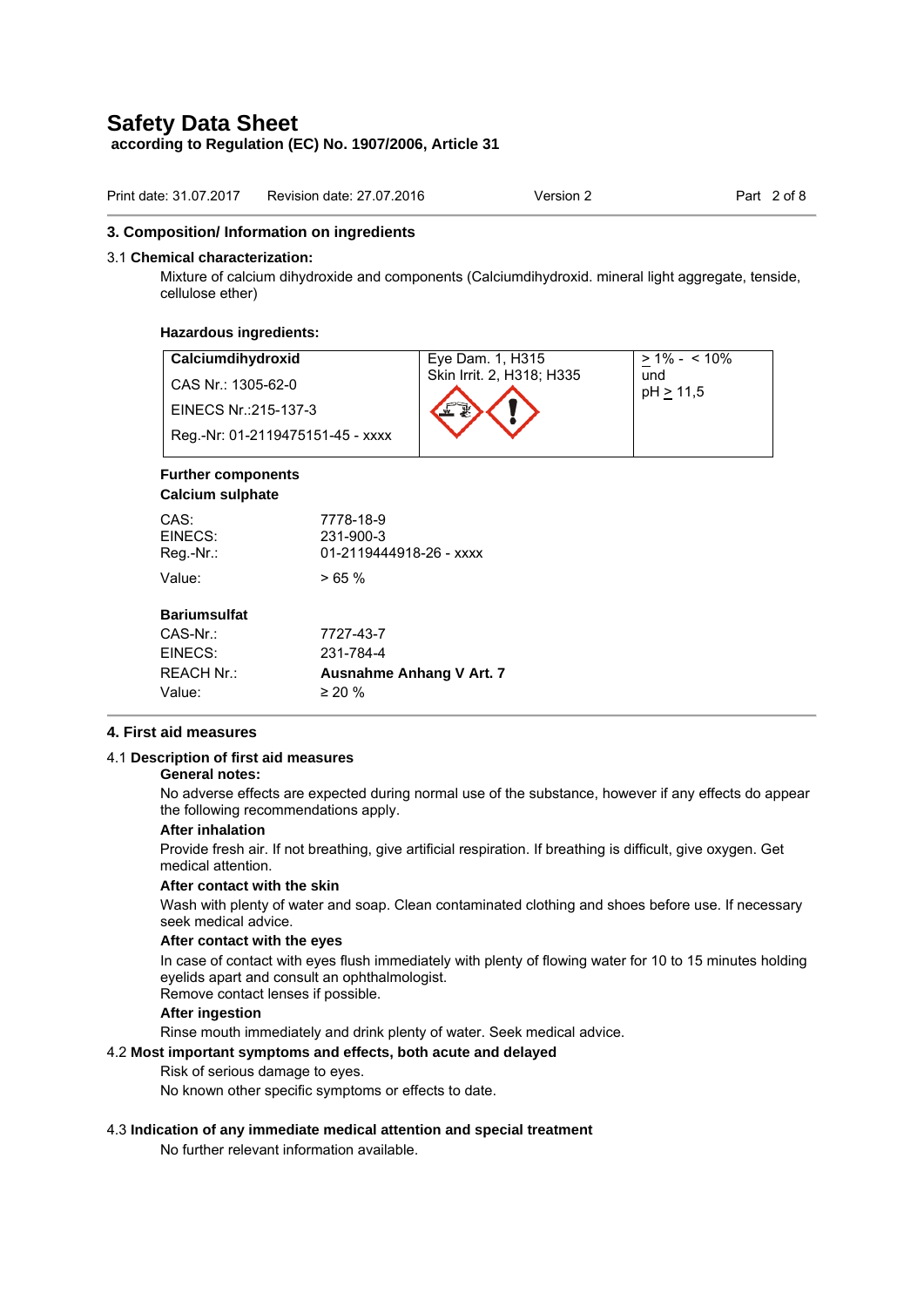# Safety Data Sheet

**according to Regulation (EC) No. 1907/2006, Article 31**

Print date: 31.07.2017 Revision date: 27.07.2016 Version 2

## 3. Composition/ Information on ingredients

3.1 **Chemical characterization:**

Mixture of calcium dihydroxide and components (Calciumdihydroxid. mineral light aggregate, tenside, cellulose ether)

**Hazardous ingredients:**

| **Calciumdihydroxid**<br>CAS Nr.: 1305-62-0<br>EINECS Nr.:215-137-3<br>Reg.-Nr: 01-2119475151-45 - xxxx | Eye Dam. 1, H315<br>Skin Irrit. 2, H318; H335 | ≥ 1% - < 10%<br>und<br>pH ≥ 11,5 |
|---|---|---|

**Further components**

**Calcium sulphate**

CAS: 7778-18-9
EINECS: 231-900-3
Reg.-Nr.: 01-2119444918-26 - xxxx
Value: > 65 %

**Bariumsulfat**

CAS-Nr.: 7727-43-7
EINECS: 231-784-4
REACH Nr.: **Ausnahme Anhang V Art. 7**
Value: ≥ 20 %

## 4. First aid measures

4.1 **Description of first aid measures**

**General notes:**

No adverse effects are expected during normal use of the substance, however if any effects do appear the following recommendations apply.

**After inhalation**

Provide fresh air. If not breathing, give artificial respiration. If breathing is difficult, give oxygen. Get medical attention.

**After contact with the skin**

Wash with plenty of water and soap. Clean contaminated clothing and shoes before use. If necessary seek medical advice.

**After contact with the eyes**

In case of contact with eyes flush immediately with plenty of flowing water for 10 to 15 minutes holding eyelids apart and consult an ophthalmologist.
Remove contact lenses if possible.

**After ingestion**

Rinse mouth immediately and drink plenty of water. Seek medical advice.

4.2 **Most important symptoms and effects, both acute and delayed**

Risk of serious damage to eyes.
No known other specific symptoms or effects to date.

4.3 **Indication of any immediate medical attention and special treatment**

No further relevant information available.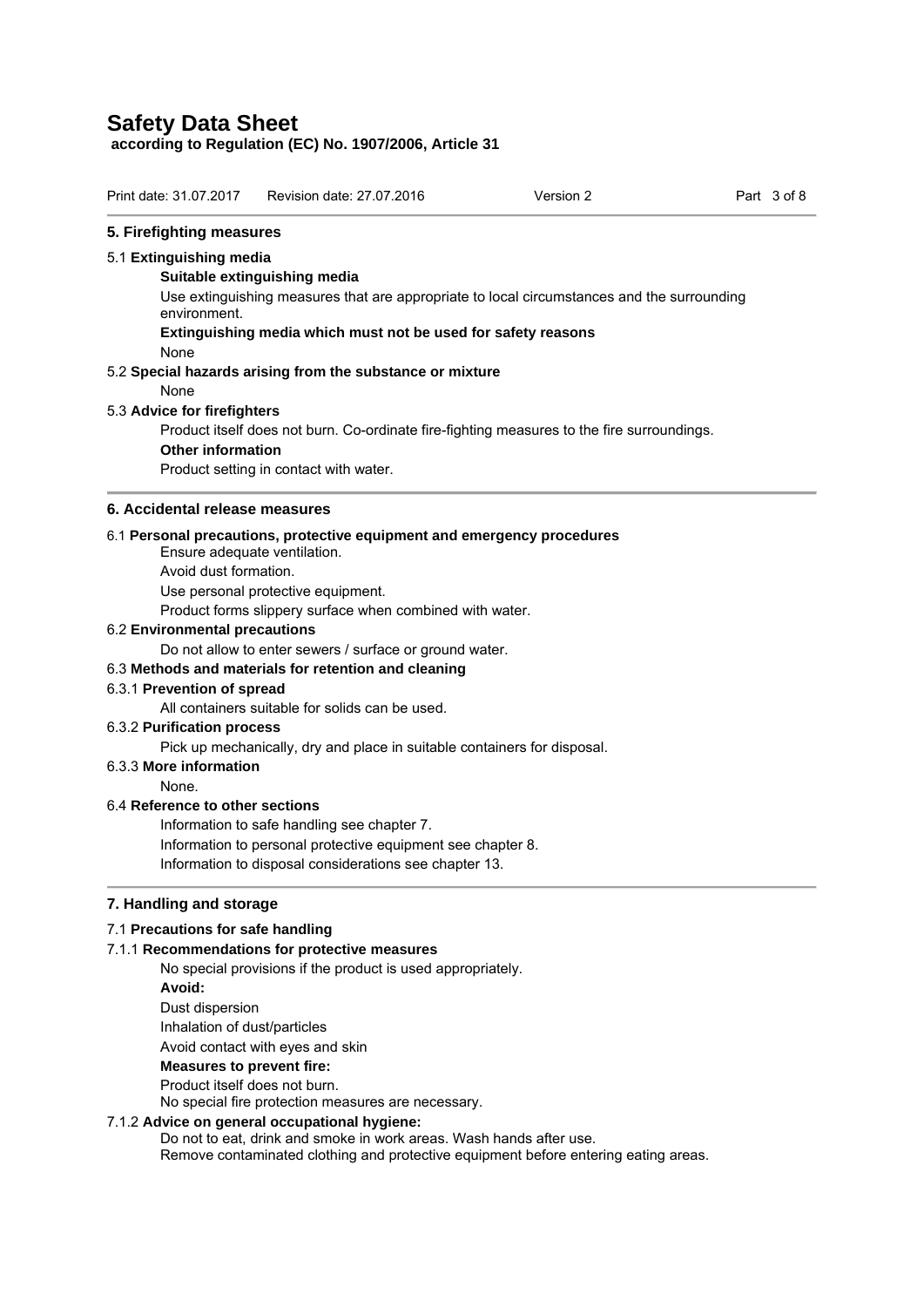## 5. Firefighting measures

5.1 **Extinguishing media**

**Suitable extinguishing media**

Use extinguishing measures that are appropriate to local circumstances and the surrounding environment.

**Extinguishing media which must not be used for safety reasons**

None

5.2 **Special hazards arising from the substance or mixture**

None

5.3 **Advice for firefighters**

Product itself does not burn. Co-ordinate fire-fighting measures to the fire surroundings.

**Other information**

Product setting in contact with water.

## 6. Accidental release measures

6.1 **Personal precautions, protective equipment and emergency procedures**

Ensure adequate ventilation.

Avoid dust formation.

Use personal protective equipment.

Product forms slippery surface when combined with water.

6.2 **Environmental precautions**

Do not allow to enter sewers / surface or ground water.

6.3 **Methods and materials for retention and cleaning**

6.3.1 **Prevention of spread**

All containers suitable for solids can be used.

6.3.2 **Purification process**

Pick up mechanically, dry and place in suitable containers for disposal.

6.3.3 **More information**

None.

6.4 **Reference to other sections**

Information to safe handling see chapter 7.

Information to personal protective equipment see chapter 8.

Information to disposal considerations see chapter 13.

## 7. Handling and storage

7.1 **Precautions for safe handling**

7.1.1 **Recommendations for protective measures**

No special provisions if the product is used appropriately.

**Avoid:**

Dust dispersion

Inhalation of dust/particles

Avoid contact with eyes and skin

**Measures to prevent fire:**

Product itself does not burn.

No special fire protection measures are necessary.

7.1.2 **Advice on general occupational hygiene:**

Do not to eat, drink and smoke in work areas. Wash hands after use.

Remove contaminated clothing and protective equipment before entering eating areas.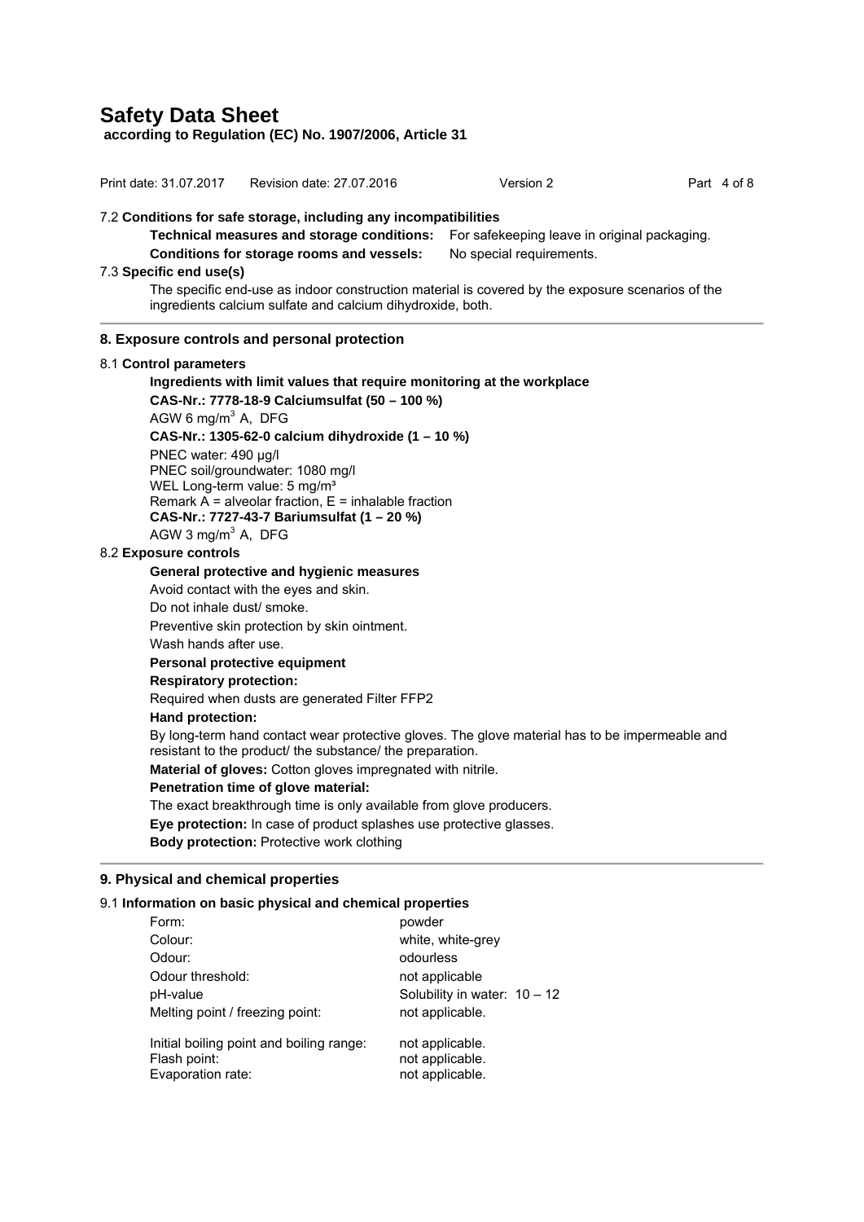# Safety Data Sheet

**according to Regulation (EC) No. 1907/2006, Article 31**

Print date: 31.07.2017 Revision date: 27.07.2016 Version 2

7.2 **Conditions for safe storage, including any incompatibilities**

**Technical measures and storage conditions:** For safekeeping leave in original packaging.

**Conditions for storage rooms and vessels:** No special requirements.

7.3 **Specific end use(s)**

The specific end-use as indoor construction material is covered by the exposure scenarios of the ingredients calcium sulfate and calcium dihydroxide, both.

## 8. Exposure controls and personal protection

8.1 **Control parameters**

**Ingredients with limit values that require monitoring at the workplace**

**CAS-Nr.: 7778-18-9 Calciumsulfat (50 – 100 %)**

AGW 6 mg/m$^3$ A, DFG

**CAS-Nr.: 1305-62-0 calcium dihydroxide (1 – 10 %)**

PNEC water: 490 µg/l
PNEC soil/groundwater: 1080 mg/l
WEL Long-term value: 5 mg/m$^3$
Remark A = alveolar fraction, E = inhalable fraction

**CAS-Nr.: 7727-43-7 Bariumsulfat (1 – 20 %)**

AGW 3 mg/m$^3$ A, DFG

8.2 **Exposure controls**

**General protective and hygienic measures**

Avoid contact with the eyes and skin.

Do not inhale dust/ smoke.

Preventive skin protection by skin ointment.

Wash hands after use.

**Personal protective equipment**

**Respiratory protection:**

Required when dusts are generated Filter FFP2

**Hand protection:**

By long-term hand contact wear protective gloves. The glove material has to be impermeable and resistant to the product/ the substance/ the preparation.

**Material of gloves:** Cotton gloves impregnated with nitrile.

**Penetration time of glove material:**

The exact breakthrough time is only available from glove producers.

**Eye protection:** In case of product splashes use protective glasses.

**Body protection:** Protective work clothing

## 9. Physical and chemical properties

9.1 **Information on basic physical and chemical properties**

| | |
|---|---|
| Form: | powder |
| Colour: | white, white-grey |
| Odour: | odourless |
| Odour threshold: | not applicable |
| pH-value | Solubility in water: 10 – 12 |
| Melting point / freezing point: | not applicable. |
| Initial boiling point and boiling range: | not applicable. |
| Flash point: | not applicable. |
| Evaporation rate: | not applicable. |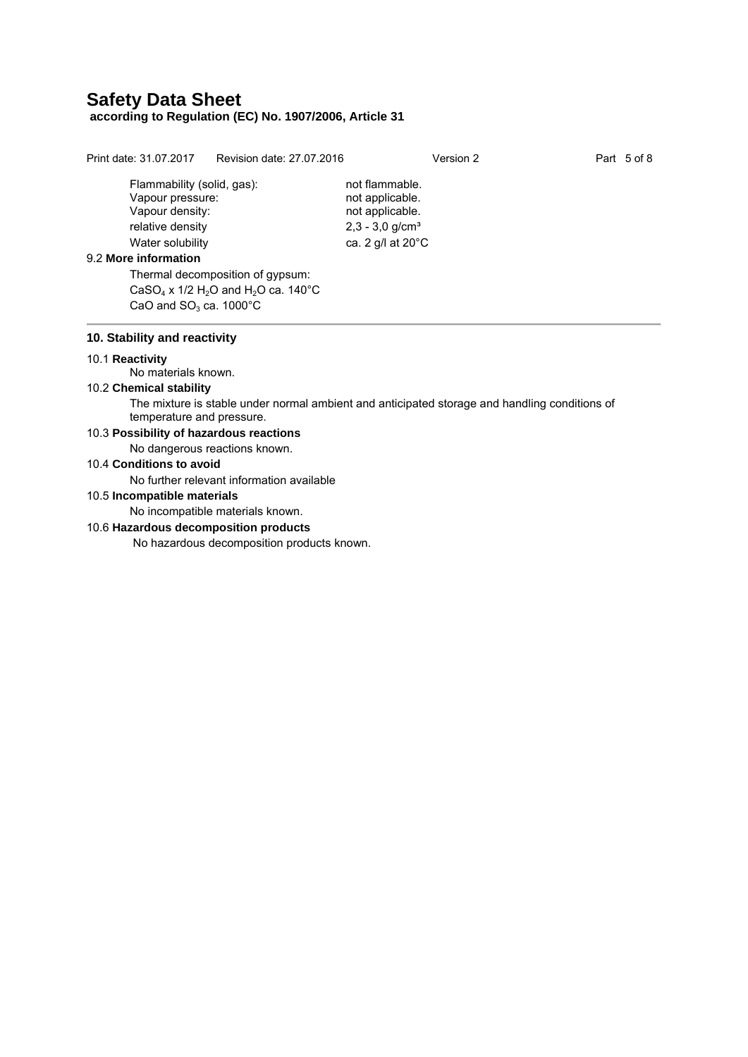| | |
|---|---|
| Flammability (solid, gas): | not flammable. |
| Vapour pressure: | not applicable. |
| Vapour density: | not applicable. |
| relative density | 2,3 - 3,0 g/cm³ |
| Water solubility | ca. 2 g/l at 20°C |

9.2 **More information**

Thermal decomposition of gypsum:
$CaSO_4$ x 1/2 $H_2O$ and $H_2O$ ca. 140°C
CaO and $SO_3$ ca. 1000°C

## 10. Stability and reactivity

10.1 **Reactivity**

No materials known.

10.2 **Chemical stability**

The mixture is stable under normal ambient and anticipated storage and handling conditions of temperature and pressure.

10.3 **Possibility of hazardous reactions**

No dangerous reactions known.

10.4 **Conditions to avoid**

No further relevant information available

10.5 **Incompatible materials**

No incompatible materials known.

10.6 **Hazardous decomposition products**

No hazardous decomposition products known.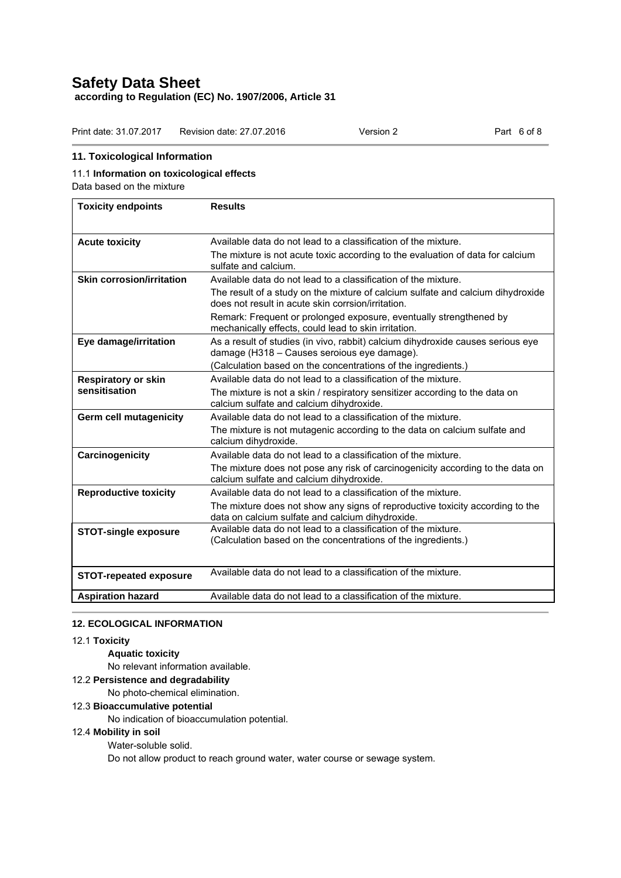## 11. Toxicological Information

### 11.1 **Information on toxicological effects**

Data based on the mixture

| **Toxicity endpoints** | **Results** |
|---|---|
| **Acute toxicity** | Available data do not lead to a classification of the mixture.<br>The mixture is not acute toxic according to the evaluation of data for calcium sulfate and calcium. |
| **Skin corrosion/irritation** | Available data do not lead to a classification of the mixture.<br>The result of a study on the mixture of calcium sulfate and calcium dihydroxide does not result in acute skin corrsion/irritation.<br>Remark: Frequent or prolonged exposure, eventually strengthened by mechanically effects, could lead to skin irritation. |
| **Eye damage/irritation** | As a result of studies (in vivo, rabbit) calcium dihydroxide causes serious eye damage (H318 – Causes seroious eye damage).<br>(Calculation based on the concentrations of the ingredients.) |
| **Respiratory or skin sensitisation** | Available data do not lead to a classification of the mixture.<br>The mixture is not a skin / respiratory sensitizer according to the data on calcium sulfate and calcium dihydroxide. |
| **Germ cell mutagenicity** | Available data do not lead to a classification of the mixture.<br>The mixture is not mutagenic according to the data on calcium sulfate and calcium dihydroxide. |
| **Carcinogenicity** | Available data do not lead to a classification of the mixture.<br>The mixture does not pose any risk of carcinogenicity according to the data on calcium sulfate and calcium dihydroxide. |
| **Reproductive toxicity** | Available data do not lead to a classification of the mixture.<br>The mixture does not show any signs of reproductive toxicity according to the data on calcium sulfate and calcium dihydroxide. |
| **STOT-single exposure** | Available data do not lead to a classification of the mixture.<br>(Calculation based on the concentrations of the ingredients.) |
| **STOT-repeated exposure** | Available data do not lead to a classification of the mixture. |
| **Aspiration hazard** | Available data do not lead to a classification of the mixture. |

## 12. ECOLOGICAL INFORMATION

### 12.1 **Toxicity**

**Aquatic toxicity**

No relevant information available.

### 12.2 **Persistence and degradability**

No photo-chemical elimination.

### 12.3 **Bioaccumulative potential**

No indication of bioaccumulation potential.

### 12.4 **Mobility in soil**

Water-soluble solid.

Do not allow product to reach ground water, water course or sewage system.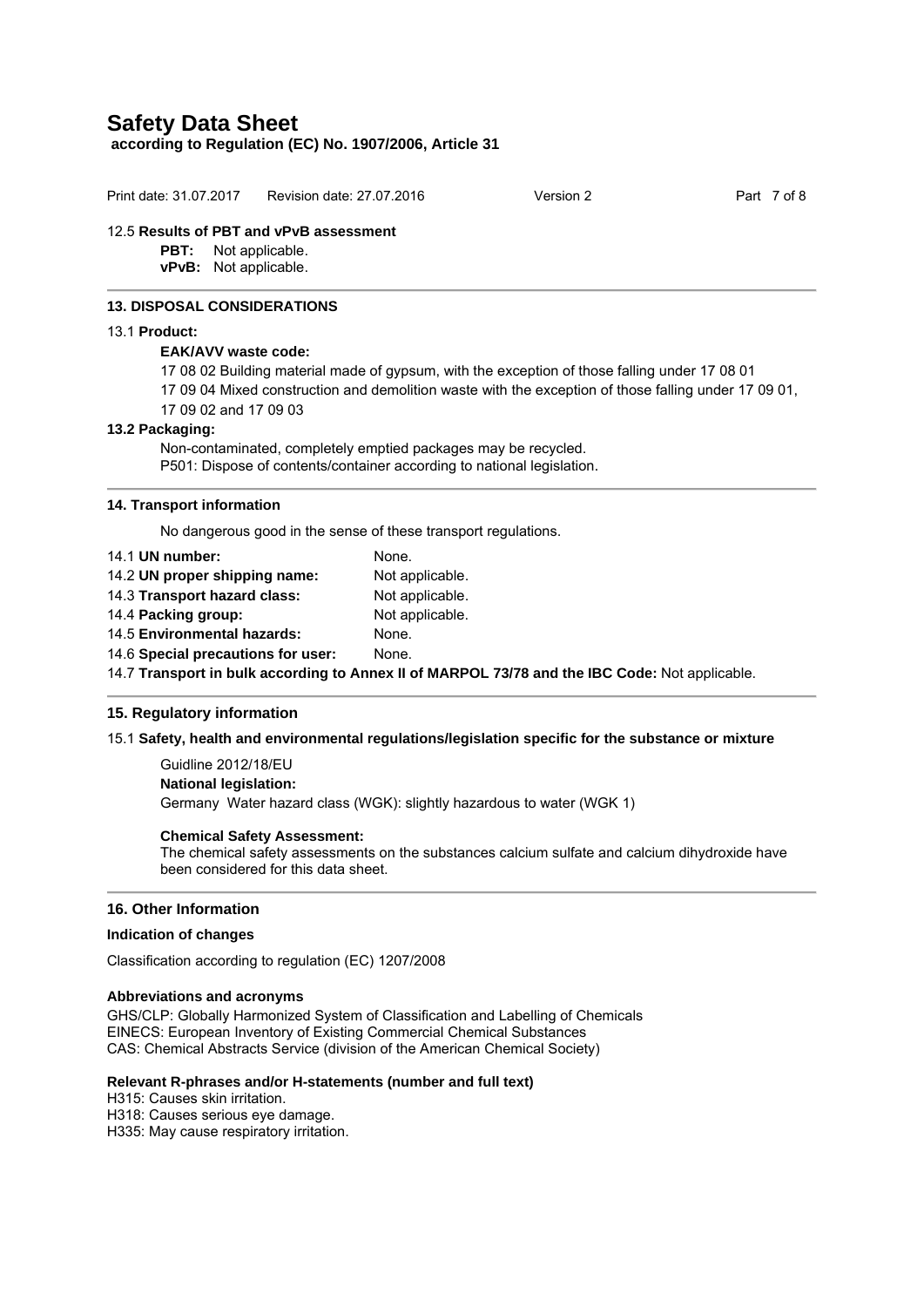12.5 **Results of PBT and vPvB assessment**

**PBT:** Not applicable.
**vPvB:** Not applicable.

## 13. DISPOSAL CONSIDERATIONS

13.1 **Product:**

**EAK/AVV waste code:**

17 08 02 Building material made of gypsum, with the exception of those falling under 17 08 01
17 09 04 Mixed construction and demolition waste with the exception of those falling under 17 09 01, 17 09 02 and 17 09 03

**13.2 Packaging:**

Non-contaminated, completely emptied packages may be recycled.
P501: Dispose of contents/container according to national legislation.

## 14. Transport information

No dangerous good in the sense of these transport regulations.

14.1 **UN number:** None.
14.2 **UN proper shipping name:** Not applicable.
14.3 **Transport hazard class:** Not applicable.
14.4 **Packing group:** Not applicable.
14.5 **Environmental hazards:** None.
14.6 **Special precautions for user:** None.
14.7 **Transport in bulk according to Annex II of MARPOL 73/78 and the IBC Code:** Not applicable.

## 15. Regulatory information

15.1 **Safety, health and environmental regulations/legislation specific for the substance or mixture**

Guidline 2012/18/EU
**National legislation:**
Germany Water hazard class (WGK): slightly hazardous to water (WGK 1)

**Chemical Safety Assessment:**
The chemical safety assessments on the substances calcium sulfate and calcium dihydroxide have been considered for this data sheet.

## 16. Other Information

**Indication of changes**

Classification according to regulation (EC) 1207/2008

**Abbreviations and acronyms**

GHS/CLP: Globally Harmonized System of Classification and Labelling of Chemicals
EINECS: European Inventory of Existing Commercial Chemical Substances
CAS: Chemical Abstracts Service (division of the American Chemical Society)

**Relevant R-phrases and/or H-statements (number and full text)**

H315: Causes skin irritation.
H318: Causes serious eye damage.
H335: May cause respiratory irritation.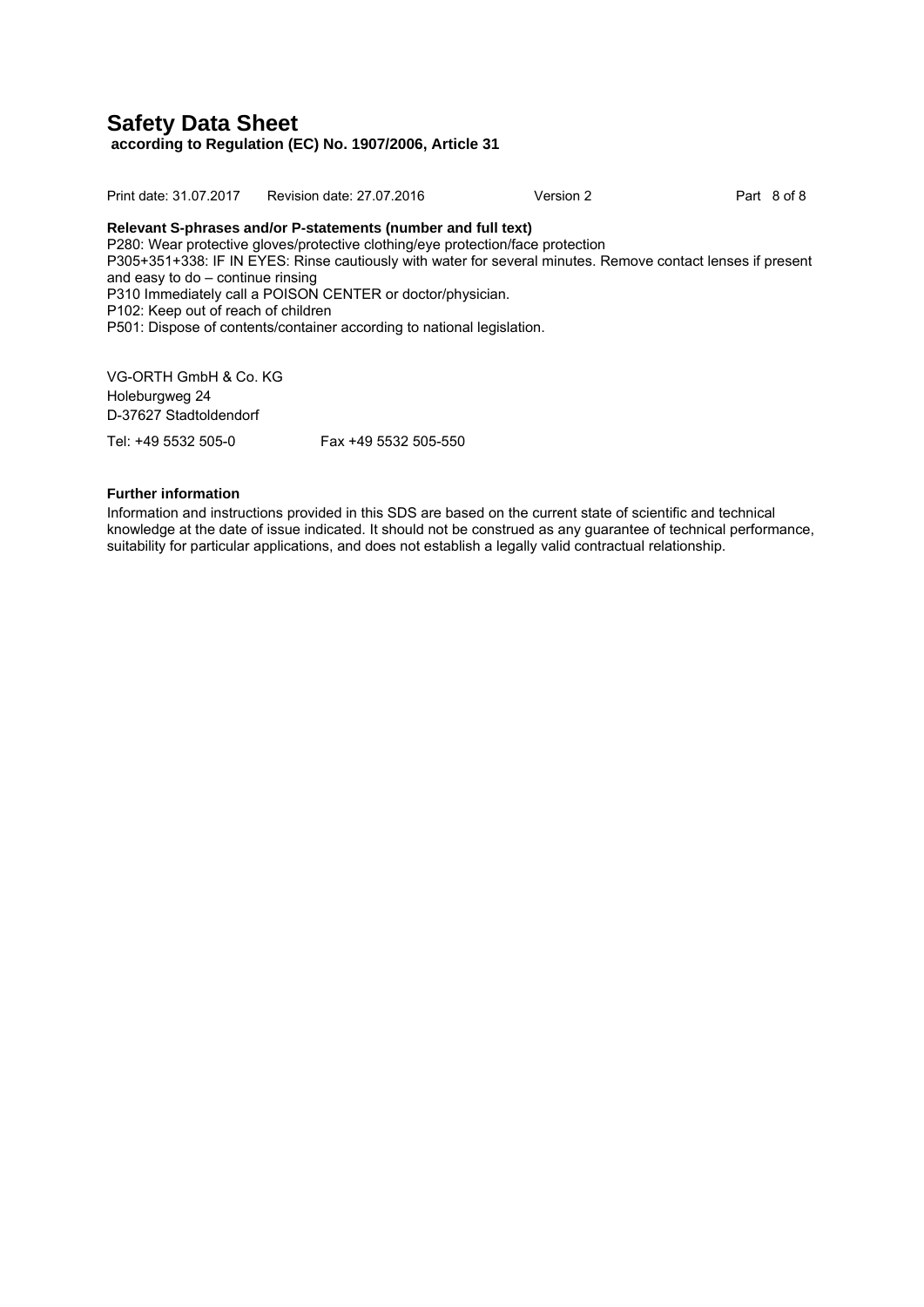**Relevant S-phrases and/or P-statements (number and full text)**

P280: Wear protective gloves/protective clothing/eye protection/face protection
P305+351+338: IF IN EYES: Rinse cautiously with water for several minutes. Remove contact lenses if present and easy to do – continue rinsing
P310 Immediately call a POISON CENTER or doctor/physician.
P102: Keep out of reach of children
P501: Dispose of contents/container according to national legislation.

VG-ORTH GmbH & Co. KG
Holeburgweg 24
D-37627 Stadtoldendorf

Tel: +49 5532 505-0 Fax +49 5532 505-550

**Further information**

Information and instructions provided in this SDS are based on the current state of scientific and technical knowledge at the date of issue indicated. It should not be construed as any guarantee of technical performance, suitability for particular applications, and does not establish a legally valid contractual relationship.